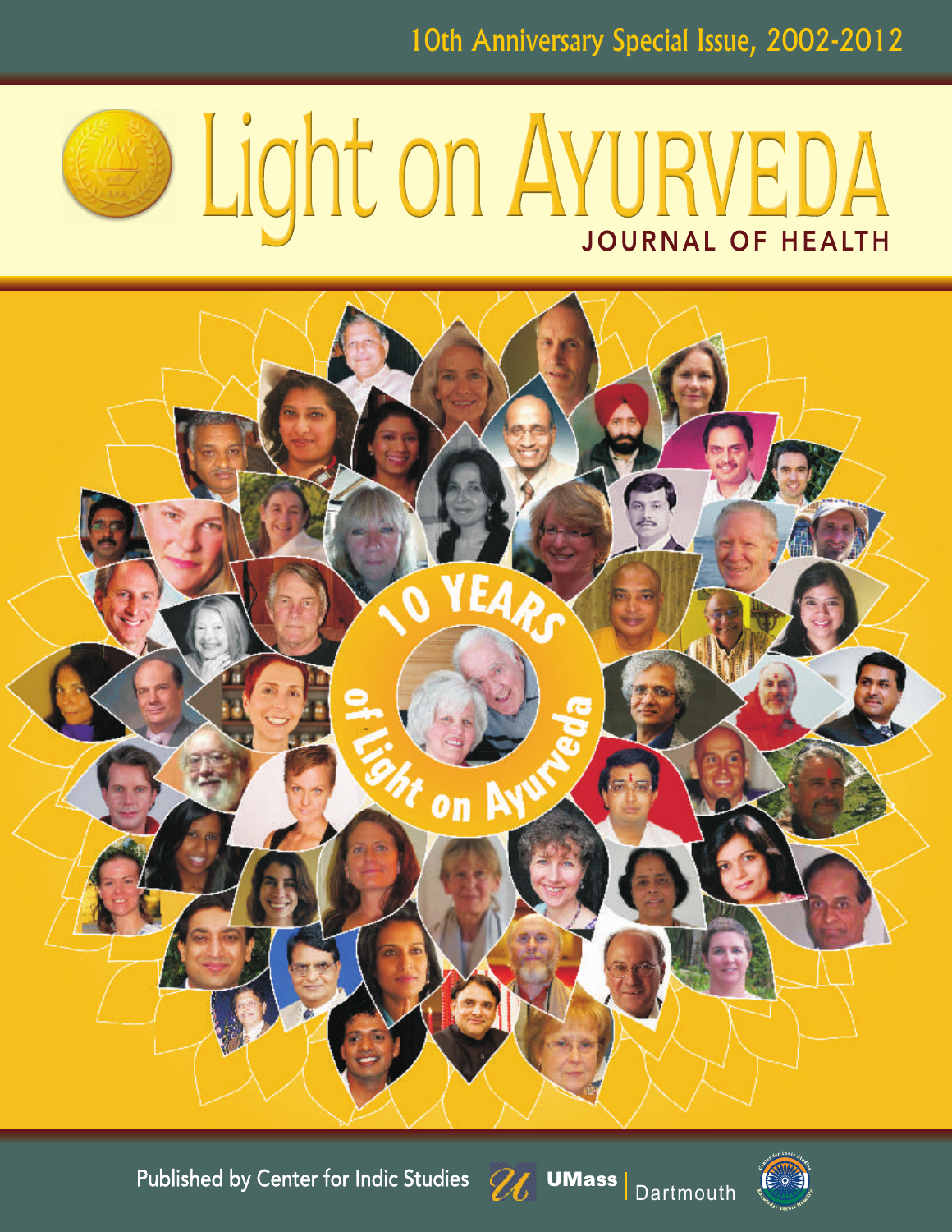10th Anniversary Special Issue, 2002-2012

# Light on AYURVEDA

## JOURNAL OF HEALTH

10 YEARS of Light on Ayurveda

Published by Center for Indic Studies UMass Dartmouth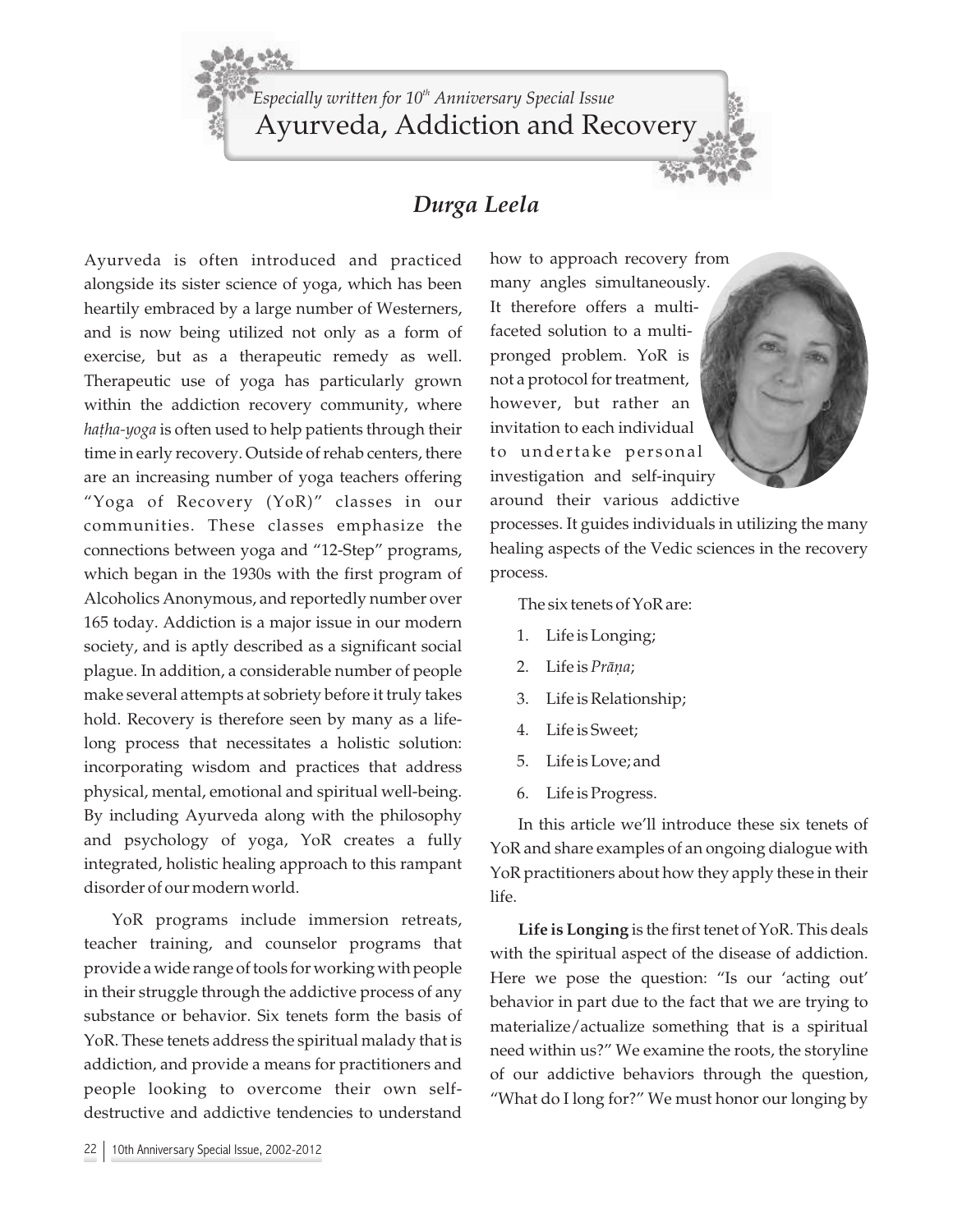*Especially written for 10th Anniversary Special Issue*

# Ayurveda, Addiction and Recovery

## *Durga Leela*

Ayurveda is often introduced and practiced alongside its sister science of yoga, which has been heartily embraced by a large number of Westerners, and is now being utilized not only as a form of exercise, but as a therapeutic remedy as well. Therapeutic use of yoga has particularly grown within the addiction recovery community, where *haṭha-yoga* is often used to help patients through their time in early recovery. Outside of rehab centers, there are an increasing number of yoga teachers offering "Yoga of Recovery (YoR)" classes in our communities. These classes emphasize the connections between yoga and "12-Step" programs, which began in the 1930s with the first program of Alcoholics Anonymous, and reportedly number over 165 today. Addiction is a major issue in our modern society, and is aptly described as a significant social plague. In addition, a considerable number of people make several attempts at sobriety before it truly takes hold. Recovery is therefore seen by many as a life-long process that necessitates a holistic solution: incorporating wisdom and practices that address physical, mental, emotional and spiritual well-being. By including Ayurveda along with the philosophy and psychology of yoga, YoR creates a fully integrated, holistic healing approach to this rampant disorder of our modern world.

YoR programs include immersion retreats, teacher training, and counselor programs that provide a wide range of tools for working with people in their struggle through the addictive process of any substance or behavior. Six tenets form the basis of YoR. These tenets address the spiritual malady that is addiction, and provide a means for practitioners and people looking to overcome their own self-destructive and addictive tendencies to understand how to approach recovery from many angles simultaneously. It therefore offers a multi-faceted solution to a multi-pronged problem. YoR is not a protocol for treatment, however, but rather an invitation to each individual to undertake personal investigation and self-inquiry around their various addictive processes. It guides individuals in utilizing the many healing aspects of the Vedic sciences in the recovery process.

The six tenets of YoR are:

1. Life is Longing;
2. Life is *Prāṇa*;
3. Life is Relationship;
4. Life is Sweet;
5. Life is Love; and
6. Life is Progress.

In this article we'll introduce these six tenets of YoR and share examples of an ongoing dialogue with YoR practitioners about how they apply these in their life.

**Life is Longing** is the first tenet of YoR. This deals with the spiritual aspect of the disease of addiction. Here we pose the question: "Is our 'acting out' behavior in part due to the fact that we are trying to materialize/actualize something that is a spiritual need within us?" We examine the roots, the storyline of our addictive behaviors through the question, "What do I long for?" We must honor our longing by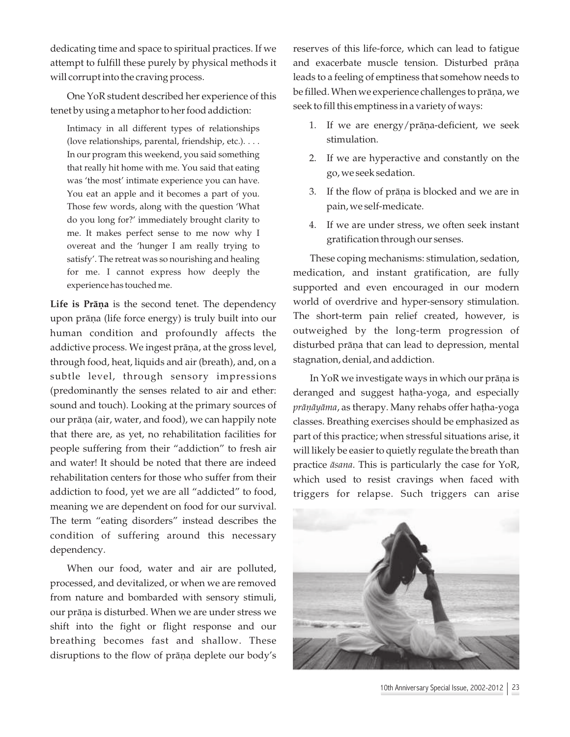dedicating time and space to spiritual practices. If we attempt to fulfill these purely by physical methods it will corrupt into the craving process.

One YoR student described her experience of this tenet by using a metaphor to her food addiction:

> Intimacy in all different types of relationships (love relationships, parental, friendship, etc.). . . . In our program this weekend, you said something that really hit home with me. You said that eating was 'the most' intimate experience you can have. You eat an apple and it becomes a part of you. Those few words, along with the question 'What do you long for?' immediately brought clarity to me. It makes perfect sense to me now why I overeat and the 'hunger I am really trying to satisfy'. The retreat was so nourishing and healing for me. I cannot express how deeply the experience has touched me.

**Life is Prāṇa** is the second tenet. The dependency upon prāṇa (life force energy) is truly built into our human condition and profoundly affects the addictive process. We ingest prāṇa, at the gross level, through food, heat, liquids and air (breath), and, on a subtle level, through sensory impressions (predominantly the senses related to air and ether: sound and touch). Looking at the primary sources of our prāṇa (air, water, and food), we can happily note that there are, as yet, no rehabilitation facilities for people suffering from their "addiction" to fresh air and water! It should be noted that there are indeed rehabilitation centers for those who suffer from their addiction to food, yet we are all "addicted" to food, meaning we are dependent on food for our survival. The term "eating disorders" instead describes the condition of suffering around this necessary dependency.

When our food, water and air are polluted, processed, and devitalized, or when we are removed from nature and bombarded with sensory stimuli, our prāṇa is disturbed. When we are under stress we shift into the fight or flight response and our breathing becomes fast and shallow. These disruptions to the flow of prāṇa deplete our body's reserves of this life-force, which can lead to fatigue and exacerbate muscle tension. Disturbed prāṇa leads to a feeling of emptiness that somehow needs to be filled. When we experience challenges to prāṇa, we seek to fill this emptiness in a variety of ways:

1. If we are energy/prāṇa-deficient, we seek stimulation.
2. If we are hyperactive and constantly on the go, we seek sedation.
3. If the flow of prāṇa is blocked and we are in pain, we self-medicate.
4. If we are under stress, we often seek instant gratification through our senses.

These coping mechanisms: stimulation, sedation, medication, and instant gratification, are fully supported and even encouraged in our modern world of overdrive and hyper-sensory stimulation. The short-term pain relief created, however, is outweighed by the long-term progression of disturbed prāṇa that can lead to depression, mental stagnation, denial, and addiction.

In YoR we investigate ways in which our prāṇa is deranged and suggest haṭha-yoga, and especially *prāṇāyāma*, as therapy. Many rehabs offer haṭha-yoga classes. Breathing exercises should be emphasized as part of this practice; when stressful situations arise, it will likely be easier to quietly regulate the breath than practice *āsana*. This is particularly the case for YoR, which used to resist cravings when faced with triggers for relapse. Such triggers can arise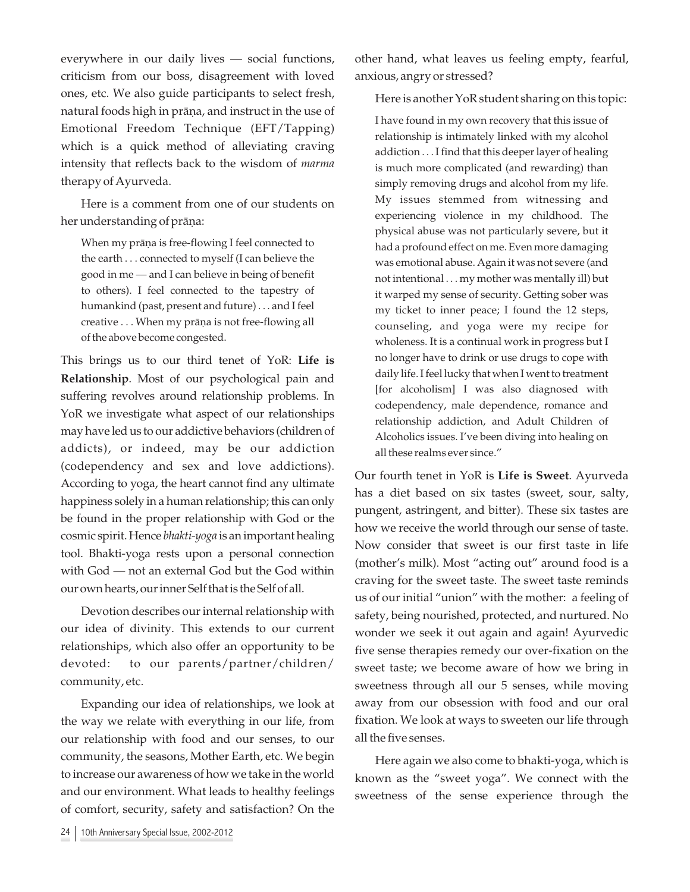everywhere in our daily lives — social functions, criticism from our boss, disagreement with loved ones, etc. We also guide participants to select fresh, natural foods high in prāṇa, and instruct in the use of Emotional Freedom Technique (EFT/Tapping) which is a quick method of alleviating craving intensity that reflects back to the wisdom of *marma* therapy of Ayurveda.

Here is a comment from one of our students on her understanding of prāṇa:

> When my prāṇa is free-flowing I feel connected to the earth . . . connected to myself (I can believe the good in me — and I can believe in being of benefit to others). I feel connected to the tapestry of humankind (past, present and future) . . . and I feel creative . . . When my prāṇa is not free-flowing all of the above become congested.

This brings us to our third tenet of YoR: **Life is Relationship**. Most of our psychological pain and suffering revolves around relationship problems. In YoR we investigate what aspect of our relationships may have led us to our addictive behaviors (children of addicts), or indeed, may be our addiction (codependency and sex and love addictions). According to yoga, the heart cannot find any ultimate happiness solely in a human relationship; this can only be found in the proper relationship with God or the cosmic spirit. Hence *bhakti-yoga* is an important healing tool. Bhakti-yoga rests upon a personal connection with God — not an external God but the God within our own hearts, our inner Self that is the Self of all.

Devotion describes our internal relationship with our idea of divinity. This extends to our current relationships, which also offer an opportunity to be devoted: to our parents/partner/children/community, etc.

Expanding our idea of relationships, we look at the way we relate with everything in our life, from our relationship with food and our senses, to our community, the seasons, Mother Earth, etc. We begin to increase our awareness of how we take in the world and our environment. What leads to healthy feelings of comfort, security, safety and satisfaction? On the other hand, what leaves us feeling empty, fearful, anxious, angry or stressed?

Here is another YoR student sharing on this topic:

> I have found in my own recovery that this issue of relationship is intimately linked with my alcohol addiction . . . I find that this deeper layer of healing is much more complicated (and rewarding) than simply removing drugs and alcohol from my life. My issues stemmed from witnessing and experiencing violence in my childhood. The physical abuse was not particularly severe, but it had a profound effect on me. Even more damaging was emotional abuse. Again it was not severe (and not intentional . . . my mother was mentally ill) but it warped my sense of security. Getting sober was my ticket to inner peace; I found the 12 steps, counseling, and yoga were my recipe for wholeness. It is a continual work in progress but I no longer have to drink or use drugs to cope with daily life. I feel lucky that when I went to treatment [for alcoholism] I was also diagnosed with codependency, male dependence, romance and relationship addiction, and Adult Children of Alcoholics issues. I've been diving into healing on all these realms ever since."

Our fourth tenet in YoR is **Life is Sweet**. Ayurveda has a diet based on six tastes (sweet, sour, salty, pungent, astringent, and bitter). These six tastes are how we receive the world through our sense of taste. Now consider that sweet is our first taste in life (mother's milk). Most "acting out" around food is a craving for the sweet taste. The sweet taste reminds us of our initial "union" with the mother: a feeling of safety, being nourished, protected, and nurtured. No wonder we seek it out again and again! Ayurvedic five sense therapies remedy our over-fixation on the sweet taste; we become aware of how we bring in sweetness through all our 5 senses, while moving away from our obsession with food and our oral fixation. We look at ways to sweeten our life through all the five senses.

Here again we also come to bhakti-yoga, which is known as the "sweet yoga". We connect with the sweetness of the sense experience through the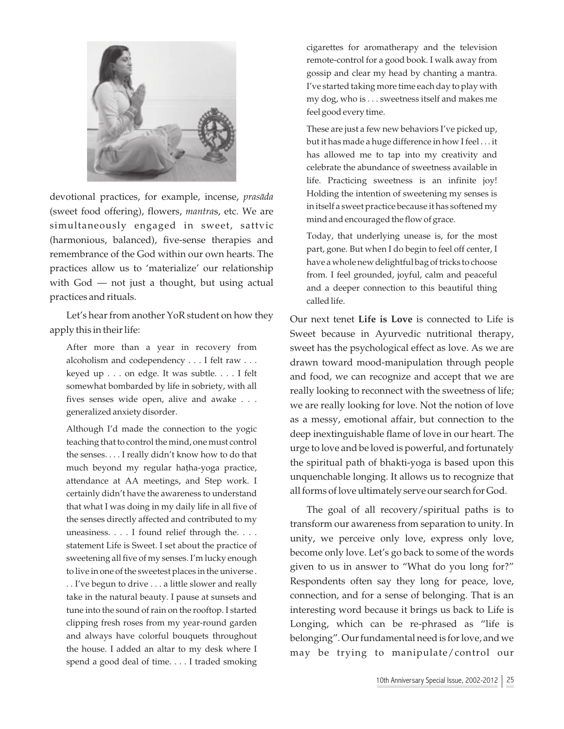devotional practices, for example, incense, *prasāda* (sweet food offering), flowers, *mantra*s, etc. We are simultaneously engaged in sweet, sattvic (harmonious, balanced), five-sense therapies and remembrance of the God within our own hearts. The practices allow us to 'materialize' our relationship with God — not just a thought, but using actual practices and rituals.

Let's hear from another YoR student on how they apply this in their life:

> After more than a year in recovery from alcoholism and codependency . . . I felt raw . . . keyed up . . . on edge. It was subtle. . . . I felt somewhat bombarded by life in sobriety, with all fives senses wide open, alive and awake . . . generalized anxiety disorder.
>
> Although I'd made the connection to the yogic teaching that to control the mind, one must control the senses. . . . I really didn't know how to do that much beyond my regular haṭha-yoga practice, attendance at AA meetings, and Step work. I certainly didn't have the awareness to understand that what I was doing in my daily life in all five of the senses directly affected and contributed to my uneasiness. . . . I found relief through the. . . . statement Life is Sweet. I set about the practice of sweetening all five of my senses. I'm lucky enough to live in one of the sweetest places in the universe . . . I've begun to drive . . . a little slower and really take in the natural beauty. I pause at sunsets and tune into the sound of rain on the rooftop. I started clipping fresh roses from my year-round garden and always have colorful bouquets throughout the house. I added an altar to my desk where I spend a good deal of time. . . . I traded smoking cigarettes for aromatherapy and the television remote-control for a good book. I walk away from gossip and clear my head by chanting a mantra. I've started taking more time each day to play with my dog, who is . . . sweetness itself and makes me feel good every time.
>
> These are just a few new behaviors I've picked up, but it has made a huge difference in how I feel . . . it has allowed me to tap into my creativity and celebrate the abundance of sweetness available in life. Practicing sweetness is an infinite joy! Holding the intention of sweetening my senses is in itself a sweet practice because it has softened my mind and encouraged the flow of grace.
>
> Today, that underlying unease is, for the most part, gone. But when I do begin to feel off center, I have a whole new delightful bag of tricks to choose from. I feel grounded, joyful, calm and peaceful and a deeper connection to this beautiful thing called life.

Our next tenet **Life is Love** is connected to Life is Sweet because in Ayurvedic nutritional therapy, sweet has the psychological effect as love. As we are drawn toward mood-manipulation through people and food, we can recognize and accept that we are really looking to reconnect with the sweetness of life; we are really looking for love. Not the notion of love as a messy, emotional affair, but connection to the deep inextinguishable flame of love in our heart. The urge to love and be loved is powerful, and fortunately the spiritual path of bhakti-yoga is based upon this unquenchable longing. It allows us to recognize that all forms of love ultimately serve our search for God.

The goal of all recovery/spiritual paths is to transform our awareness from separation to unity. In unity, we perceive only love, express only love, become only love. Let's go back to some of the words given to us in answer to "What do you long for?" Respondents often say they long for peace, love, connection, and for a sense of belonging. That is an interesting word because it brings us back to Life is Longing, which can be re-phrased as "life is belonging". Our fundamental need is for love, and we may be trying to manipulate/control our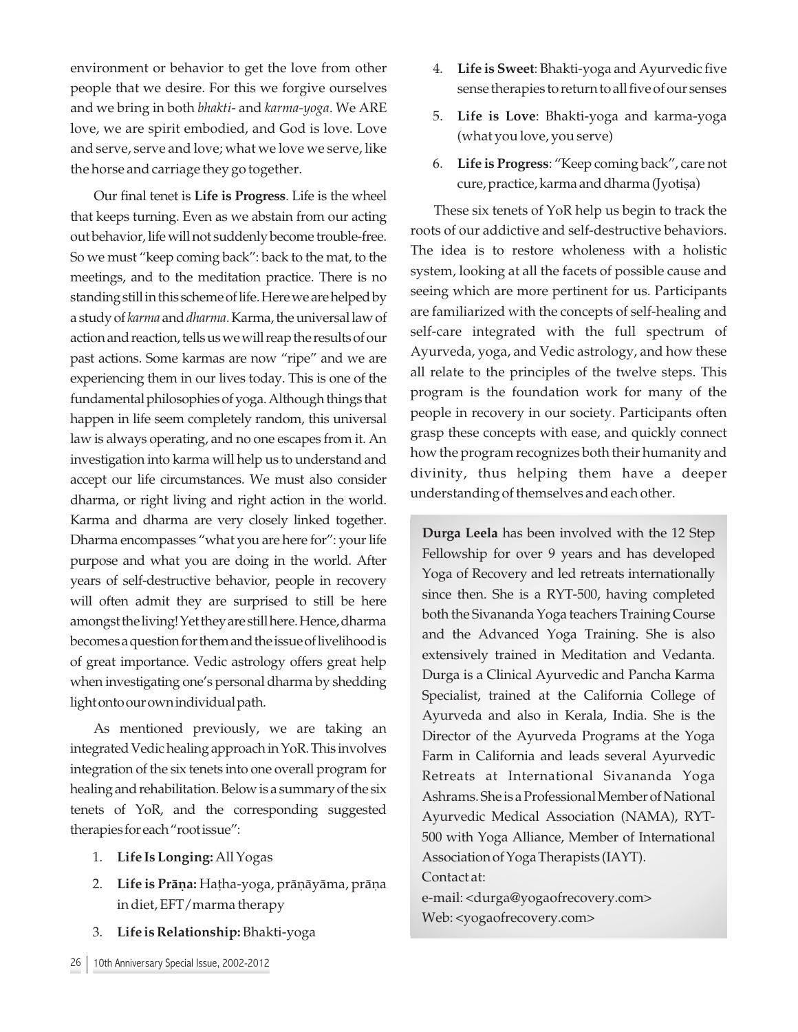environment or behavior to get the love from other people that we desire. For this we forgive ourselves and we bring in both *bhakti*- and *karma-yoga*. We ARE love, we are spirit embodied, and God is love. Love and serve, serve and love; what we love we serve, like the horse and carriage they go together.

Our final tenet is **Life is Progress**. Life is the wheel that keeps turning. Even as we abstain from our acting out behavior, life will not suddenly become trouble-free. So we must "keep coming back": back to the mat, to the meetings, and to the meditation practice. There is no standing still in this scheme of life. Here we are helped by a study of *karma* and *dharma*. Karma, the universal law of action and reaction, tells us we will reap the results of our past actions. Some karmas are now "ripe" and we are experiencing them in our lives today. This is one of the fundamental philosophies of yoga. Although things that happen in life seem completely random, this universal law is always operating, and no one escapes from it. An investigation into karma will help us to understand and accept our life circumstances. We must also consider dharma, or right living and right action in the world. Karma and dharma are very closely linked together. Dharma encompasses "what you are here for": your life purpose and what you are doing in the world. After years of self-destructive behavior, people in recovery will often admit they are surprised to still be here amongst the living! Yet they are still here. Hence, dharma becomes a question for them and the issue of livelihood is of great importance. Vedic astrology offers great help when investigating one's personal dharma by shedding light onto our own individual path.

As mentioned previously, we are taking an integrated Vedic healing approach in YoR. This involves integration of the six tenets into one overall program for healing and rehabilitation. Below is a summary of the six tenets of YoR, and the corresponding suggested therapies for each "root issue":

1. **Life Is Longing:** All Yogas
2. **Life is Prāṇa:** Haṭha-yoga, prāṇāyāma, prāṇa in diet, EFT/marma therapy
3. **Life is Relationship:** Bhakti-yoga
4. **Life is Sweet**: Bhakti-yoga and Ayurvedic five sense therapies to return to all five of our senses
5. **Life is Love**: Bhakti-yoga and karma-yoga (what you love, you serve)
6. **Life is Progress**: "Keep coming back", care not cure, practice, karma and dharma (Jyotiṣa)

These six tenets of YoR help us begin to track the roots of our addictive and self-destructive behaviors. The idea is to restore wholeness with a holistic system, looking at all the facets of possible cause and seeing which are more pertinent for us. Participants are familiarized with the concepts of self-healing and self-care integrated with the full spectrum of Ayurveda, yoga, and Vedic astrology, and how these all relate to the principles of the twelve steps. This program is the foundation work for many of the people in recovery in our society. Participants often grasp these concepts with ease, and quickly connect how the program recognizes both their humanity and divinity, thus helping them have a deeper understanding of themselves and each other.

**Durga Leela** has been involved with the 12 Step Fellowship for over 9 years and has developed Yoga of Recovery and led retreats internationally since then. She is a RYT-500, having completed both the Sivananda Yoga teachers Training Course and the Advanced Yoga Training. She is also extensively trained in Meditation and Vedanta. Durga is a Clinical Ayurvedic and Pancha Karma Specialist, trained at the California College of Ayurveda and also in Kerala, India. She is the Director of the Ayurveda Programs at the Yoga Farm in California and leads several Ayurvedic Retreats at International Sivananda Yoga Ashrams. She is a Professional Member of National Ayurvedic Medical Association (NAMA), RYT-500 with Yoga Alliance, Member of International Association of Yoga Therapists (IAYT).
Contact at:
e-mail: <durga@yogaofrecovery.com>
Web: <yogaofrecovery.com>